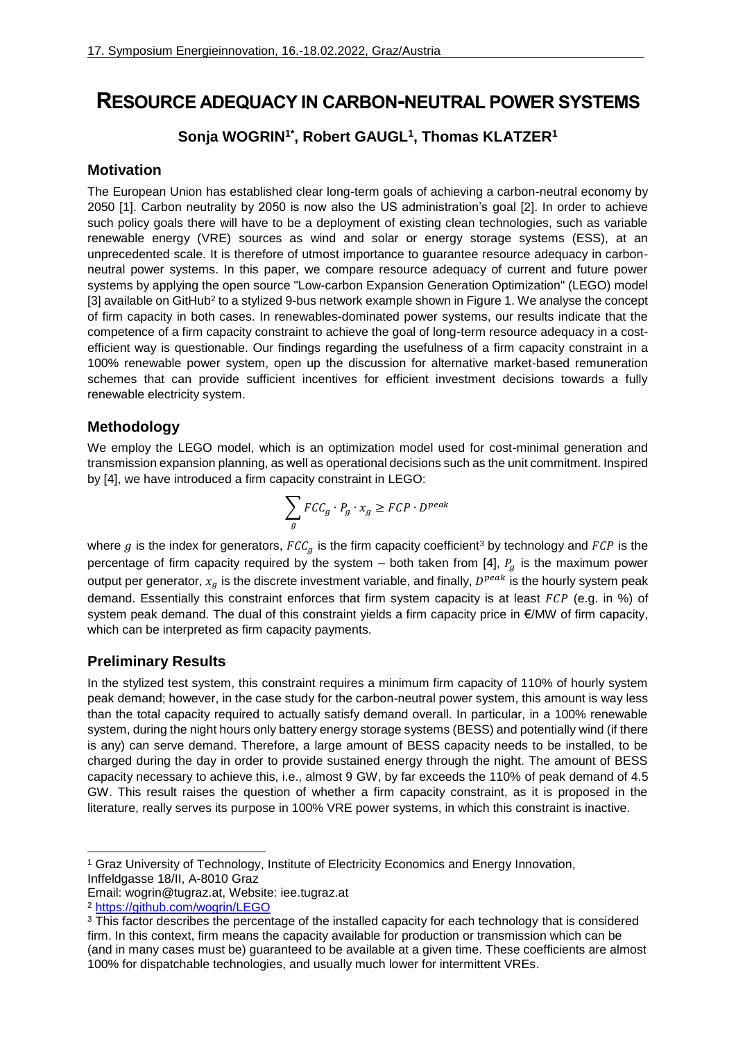# RESOURCE ADEQUACY IN CARBON-NEUTRAL POWER SYSTEMS

**Sonja WOGRIN[1*], Robert GAUGL[1], Thomas KLATZER[1]**

## Motivation

The European Union has established clear long-term goals of achieving a carbon-neutral economy by 2050 [1]. Carbon neutrality by 2050 is now also the US administration's goal [2]. In order to achieve such policy goals there will have to be a deployment of existing clean technologies, such as variable renewable energy (VRE) sources as wind and solar or energy storage systems (ESS), at an unprecedented scale. It is therefore of utmost importance to guarantee resource adequacy in carbon-neutral power systems. In this paper, we compare resource adequacy of current and future power systems by applying the open source "Low-carbon Expansion Generation Optimization" (LEGO) model [3] available on GitHub[2] to a stylized 9-bus network example shown in Figure 1. We analyse the concept of firm capacity in both cases. In renewables-dominated power systems, our results indicate that the competence of a firm capacity constraint to achieve the goal of long-term resource adequacy in a cost-efficient way is questionable. Our findings regarding the usefulness of a firm capacity constraint in a 100% renewable power system, open up the discussion for alternative market-based remuneration schemes that can provide sufficient incentives for efficient investment decisions towards a fully renewable electricity system.

## Methodology

We employ the LEGO model, which is an optimization model used for cost-minimal generation and transmission expansion planning, as well as operational decisions such as the unit commitment. Inspired by [4], we have introduced a firm capacity constraint in LEGO:

$$\sum_{g} FCC_g \cdot P_g \cdot x_g \geq FCP \cdot D^{peak}$$

where $g$ is the index for generators, $FCC_g$ is the firm capacity coefficient[3] by technology and $FCP$ is the percentage of firm capacity required by the system – both taken from [4], $P_g$ is the maximum power output per generator, $x_g$ is the discrete investment variable, and finally, $D^{peak}$ is the hourly system peak demand. Essentially this constraint enforces that firm system capacity is at least $FCP$ (e.g. in %) of system peak demand. The dual of this constraint yields a firm capacity price in €/MW of firm capacity, which can be interpreted as firm capacity payments.

## Preliminary Results

In the stylized test system, this constraint requires a minimum firm capacity of 110% of hourly system peak demand; however, in the case study for the carbon-neutral power system, this amount is way less than the total capacity required to actually satisfy demand overall. In particular, in a 100% renewable system, during the night hours only battery energy storage systems (BESS) and potentially wind (if there is any) can serve demand. Therefore, a large amount of BESS capacity needs to be installed, to be charged during the day in order to provide sustained energy through the night. The amount of BESS capacity necessary to achieve this, i.e., almost 9 GW, by far exceeds the 110% of peak demand of 4.5 GW. This result raises the question of whether a firm capacity constraint, as it is proposed in the literature, really serves its purpose in 100% VRE power systems, in which this constraint is inactive.

---

[1] Graz University of Technology, Institute of Electricity Economics and Energy Innovation, Inffeldgasse 18/II, A-8010 Graz
Email: wogrin@tugraz.at, Website: iee.tugraz.at

[2] https://github.com/wogrin/LEGO

[3] This factor describes the percentage of the installed capacity for each technology that is considered firm. In this context, firm means the capacity available for production or transmission which can be (and in many cases must be) guaranteed to be available at a given time. These coefficients are almost 100% for dispatchable technologies, and usually much lower for intermittent VREs.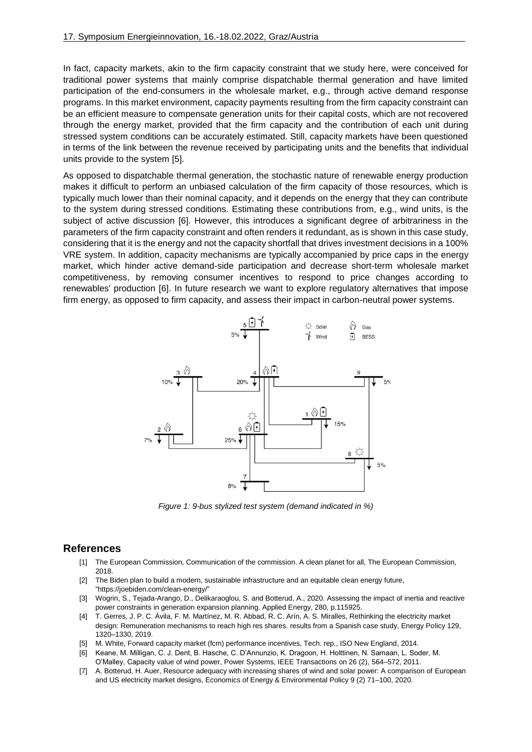In fact, capacity markets, akin to the firm capacity constraint that we study here, were conceived for traditional power systems that mainly comprise dispatchable thermal generation and have limited participation of the end-consumers in the wholesale market, e.g., through active demand response programs. In this market environment, capacity payments resulting from the firm capacity constraint can be an efficient measure to compensate generation units for their capital costs, which are not recovered through the energy market, provided that the firm capacity and the contribution of each unit during stressed system conditions can be accurately estimated. Still, capacity markets have been questioned in terms of the link between the revenue received by participating units and the benefits that individual units provide to the system [5].

As opposed to dispatchable thermal generation, the stochastic nature of renewable energy production makes it difficult to perform an unbiased calculation of the firm capacity of those resources, which is typically much lower than their nominal capacity, and it depends on the energy that they can contribute to the system during stressed conditions. Estimating these contributions from, e.g., wind units, is the subject of active discussion [6]. However, this introduces a significant degree of arbitrariness in the parameters of the firm capacity constraint and often renders it redundant, as is shown in this case study, considering that it is the energy and not the capacity shortfall that drives investment decisions in a 100% VRE system. In addition, capacity mechanisms are typically accompanied by price caps in the energy market, which hinder active demand-side participation and decrease short-term wholesale market competitiveness, by removing consumer incentives to respond to price changes according to renewables' production [6]. In future research we want to explore regulatory alternatives that impose firm energy, as opposed to firm capacity, and assess their impact in carbon-neutral power systems.

Solar
Wind
Gas
BESS

5
5%
3
10%
4
20%
9
5%
1
15%
2
7%
6
25%
8
5%
7
8%

*Figure 1: 9-bus stylized test system (demand indicated in %)*

## References

[1] The European Commission, Communication of the commission. A clean planet for all, The European Commission, 2018.

[2] The Biden plan to build a modern, sustainable infrastructure and an equitable clean energy future, "https://joebiden.com/clean-energy/"

[3] Wogrin, S., Tejada-Arango, D., Delikaraoglou, S. and Botterud, A., 2020. Assessing the impact of inertia and reactive power constraints in generation expansion planning. Applied Energy, 280, p.115925.

[4] T. Gerres, J. P. C. Ávila, F. M. Martínez, M. R. Abbad, R. C. Arín, A. S. Miralles, Rethinking the electricity market design: Remuneration mechanisms to reach high res shares. results from a Spanish case study, Energy Policy 129, 1320–1330, 2019.

[5] M. White, Forward capacity market (fcm) performance incentives, Tech. rep., ISO New England, 2014.

[6] Keane, M. Milligan, C. J. Dent, B. Hasche, C. D'Annunzio, K. Dragoon, H. Holttinen, N. Samaan, L. Soder, M. O'Malley, Capacity value of wind power, Power Systems, IEEE Transactions on 26 (2), 564–572, 2011.

[7] A. Botterud, H. Auer, Resource adequacy with increasing shares of wind and solar power: A comparison of European and US electricity market designs, Economics of Energy & Environmental Policy 9 (2) 71–100, 2020.